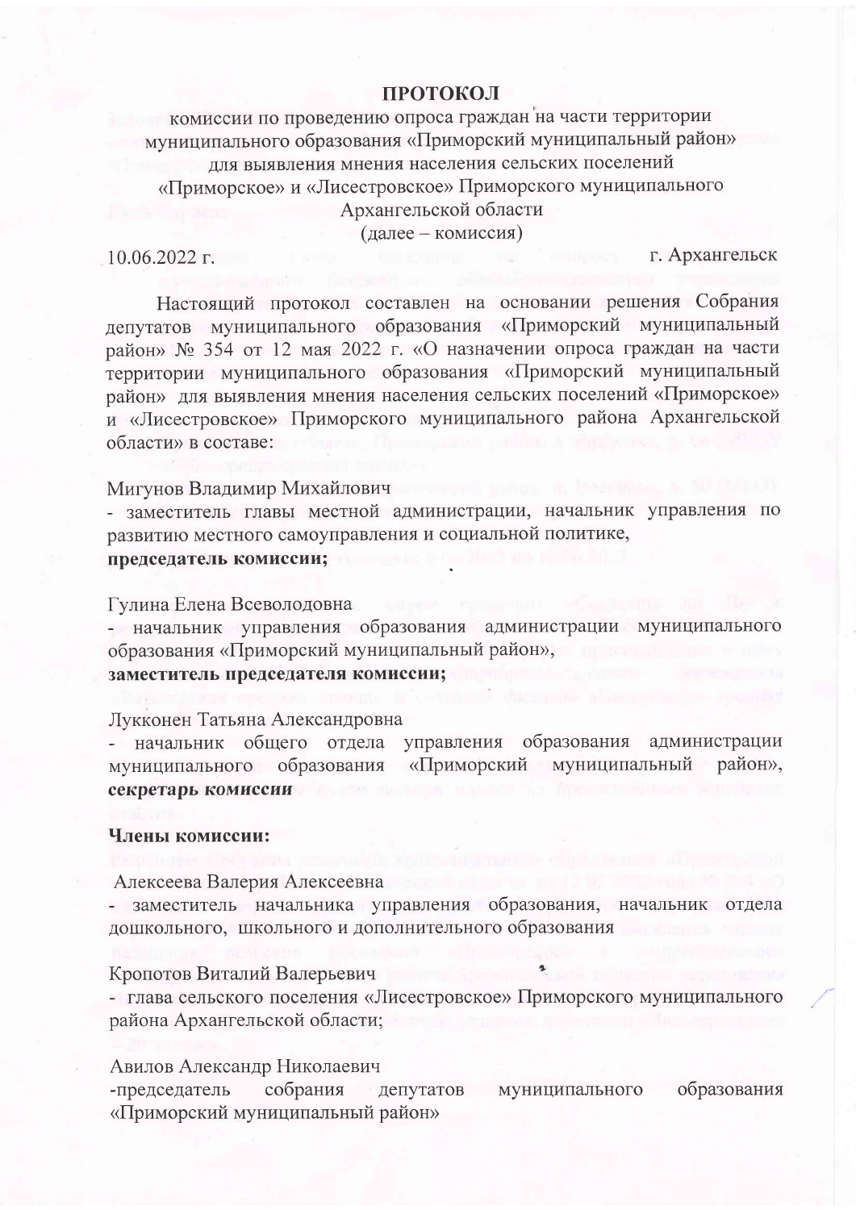# ПРОТОКОЛ

комиссии по проведению опроса граждан на части территории муниципального образования «Приморский муниципальный район» для выявления мнения населения сельских поселений «Приморское» и «Лисестровское» Приморского муниципального Архангельской области
(далее – комиссия)

10.06.2022 г. г. Архангельск

Настоящий протокол составлен на основании решения Собрания депутатов муниципального образования «Приморский муниципальный район» № 354 от 12 мая 2022 г. «О назначении опроса граждан на части территории муниципального образования «Приморский муниципальный район» для выявления мнения населения сельских поселений «Приморское» и «Лисестровское» Приморского муниципального района Архангельской области» в составе:

Мигунов Владимир Михайлович
- заместитель главы местной администрации, начальник управления по развитию местного самоуправления и социальной политике,
**председатель комиссии;**

Гулина Елена Всеволодовна
- начальник управления образования администрации муниципального образования «Приморский муниципальный район»,
**заместитель председателя комиссии;**

Лукконен Татьяна Александровна
- начальник общего отдела управления образования администрации муниципального образования «Приморский муниципальный район»,
***секретарь комиссии***

**Члены комиссии:**

Алексеева Валерия Алексеевна
- заместитель начальника управления образования, начальник отдела дошкольного, школьного и дополнительного образования

Кропотов Виталий Валерьевич
- глава сельского поселения «Лисестровское» Приморского муниципального района Архангельской области;

Авилов Александр Николаевич
-председатель собрания депутатов муниципального образования «Приморский муниципальный район»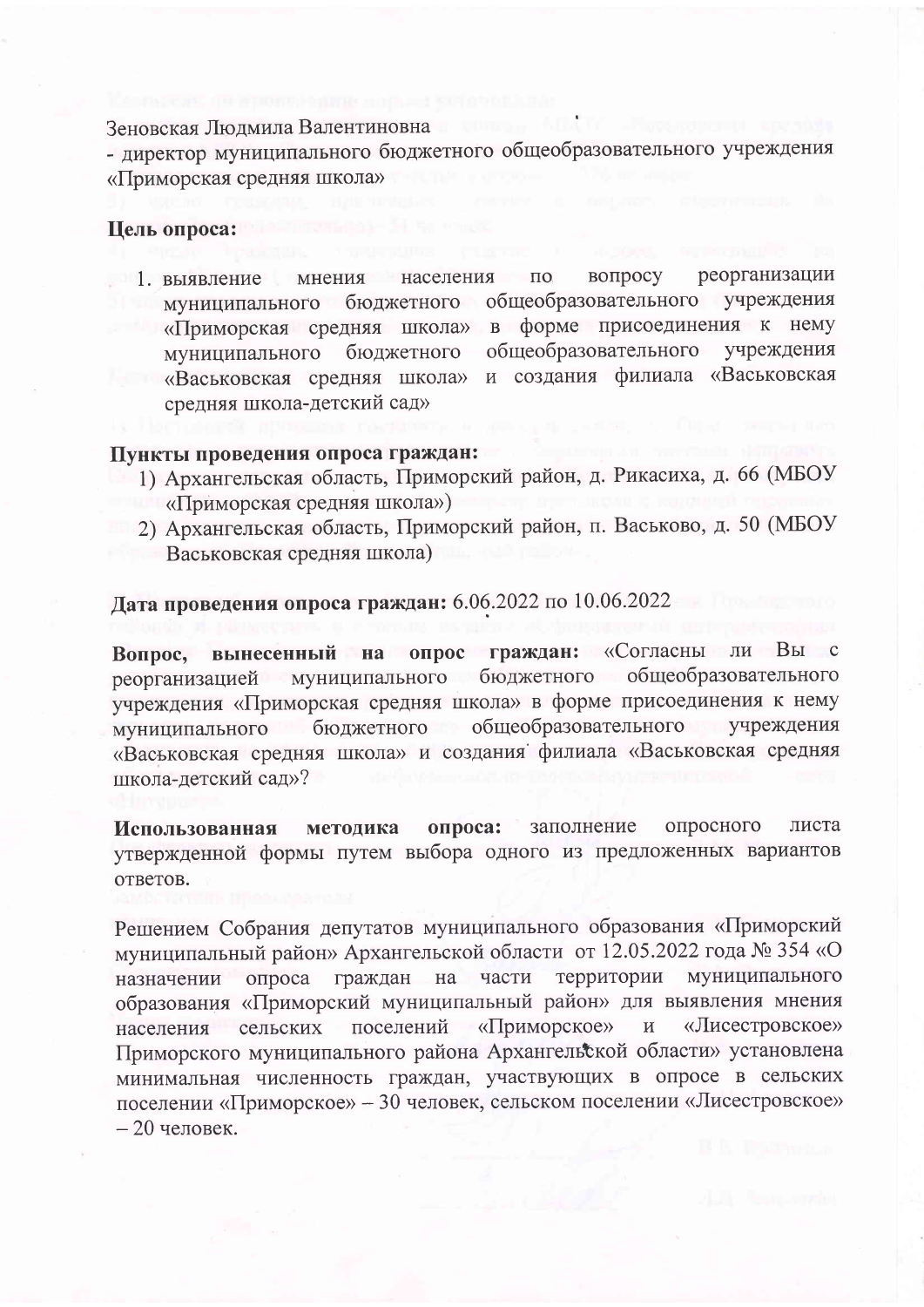Зеновская Людмила Валентиновна

- директор муниципального бюджетного общеобразовательного учреждения «Приморская средняя школа»

**Цель опроса:**

1. выявление мнения населения по вопросу реорганизации муниципального бюджетного общеобразовательного учреждения «Приморская средняя школа» в форме присоединения к нему муниципального бюджетного общеобразовательного учреждения «Васьковская средняя школа» и создания филиала «Васьковская средняя школа-детский сад»

**Пункты проведения опроса граждан:**

1) Архангельская область, Приморский район, д. Рикасиха, д. 66 (МБОУ «Приморская средняя школа»)
2) Архангельская область, Приморский район, п. Васьково, д. 50 (МБОУ Васьковская средняя школа)

**Дата проведения опроса граждан:** 6.06.2022 по 10.06.2022

**Вопрос, вынесенный на опрос граждан:** «Согласны ли Вы с реорганизацией муниципального бюджетного общеобразовательного учреждения «Приморская средняя школа» в форме присоединения к нему муниципального бюджетного общеобразовательного учреждения «Васьковская средняя школа» и создания филиала «Васьковская средняя школа-детский сад»?

**Использованная методика опроса:** заполнение опросного листа утвержденной формы путем выбора одного из предложенных вариантов ответов.

Решением Собрания депутатов муниципального образования «Приморский муниципальный район» Архангельской области от 12.05.2022 года № 354 «О назначении опроса граждан на части территории муниципального образования «Приморский муниципальный район» для выявления мнения населения сельских поселений «Приморское» и «Лисестровское» Приморского муниципального района Архангельской области» установлена минимальная численность граждан, участвующих в опросе в сельских поселении «Приморское» – 30 человек, сельском поселении «Лисестровское» – 20 человек.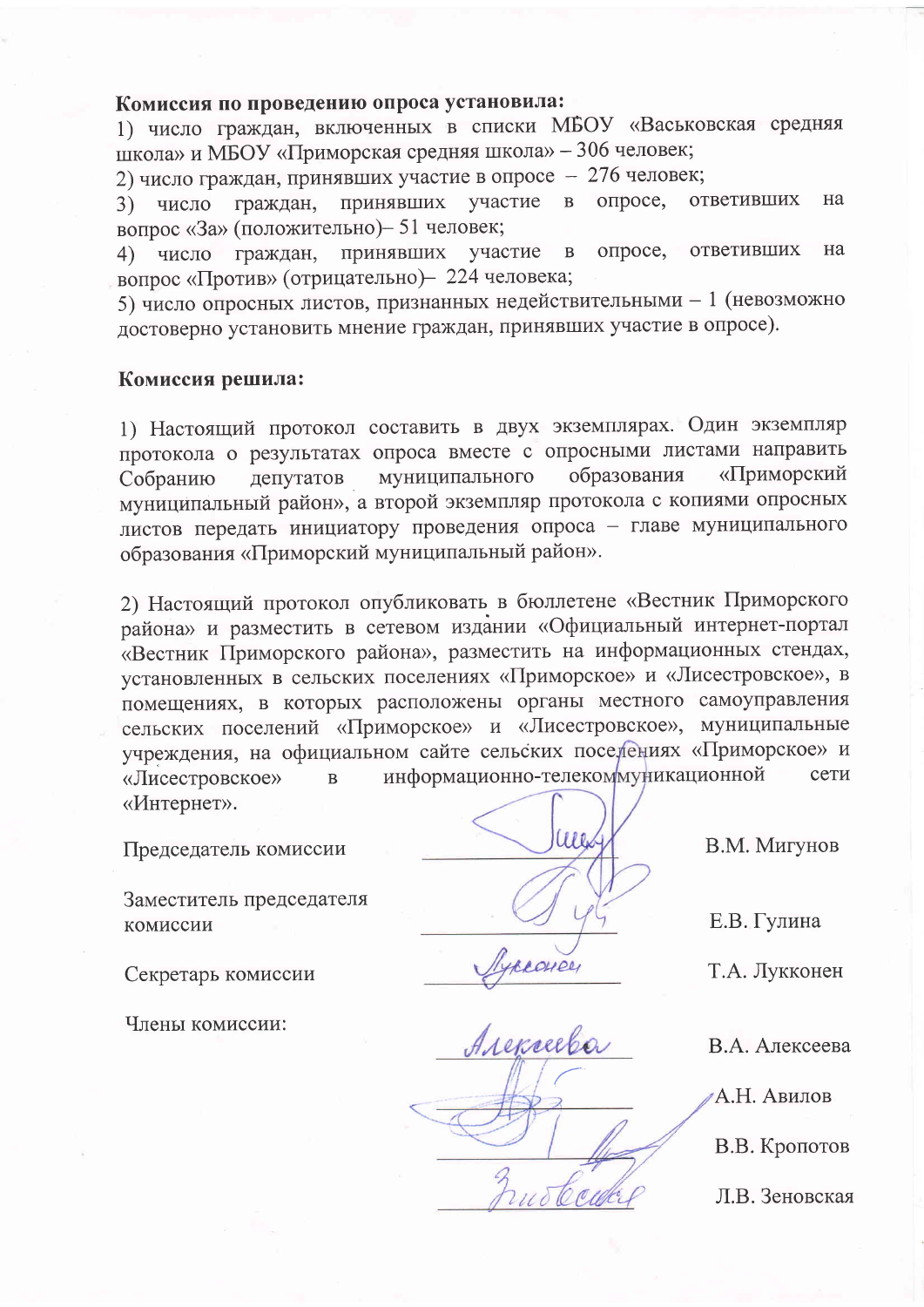**Комиссия по проведению опроса установила:**

1) число граждан, включенных в списки МБОУ «Васьковская средняя школа» и МБОУ «Приморская средняя школа» – 306 человек;

2) число граждан, принявших участие в опросе – 276 человек;

3) число граждан, принявших участие в опросе, ответивших на вопрос «За» (положительно)– 51 человек;

4) число граждан, принявших участие в опросе, ответивших на вопрос «Против» (отрицательно)– 224 человека;

5) число опросных листов, признанных недействительными – 1 (невозможно достоверно установить мнение граждан, принявших участие в опросе).

**Комиссия решила:**

1) Настоящий протокол составить в двух экземплярах. Один экземпляр протокола о результатах опроса вместе с опросными листами направить Собранию депутатов муниципального образования «Приморский муниципальный район», а второй экземпляр протокола с копиями опросных листов передать инициатору проведения опроса – главе муниципального образования «Приморский муниципальный район».

2) Настоящий протокол опубликовать в бюллетене «Вестник Приморского района» и разместить в сетевом издании «Официальный интернет-портал «Вестник Приморского района», разместить на информационных стендах, установленных в сельских поселениях «Приморское» и «Лисестровское», в помещениях, в которых расположены органы местного самоуправления сельских поселений «Приморское» и «Лисестровское», муниципальные учреждения, на официальном сайте сельских поселениях «Приморское» и «Лисестровское» в информационно-телекоммуникационной сети «Интернет».

Председатель комиссии ____________ В.М. Мигунов

Заместитель председателя комиссии ____________ Е.В. Гулина

Секретарь комиссии ____________ Т.А. Лукконен

Члены комиссии:

____________ В.А. Алексеева

____________ А.Н. Авилов

____________ В.В. Кропотов

____________ Л.В. Зеновская